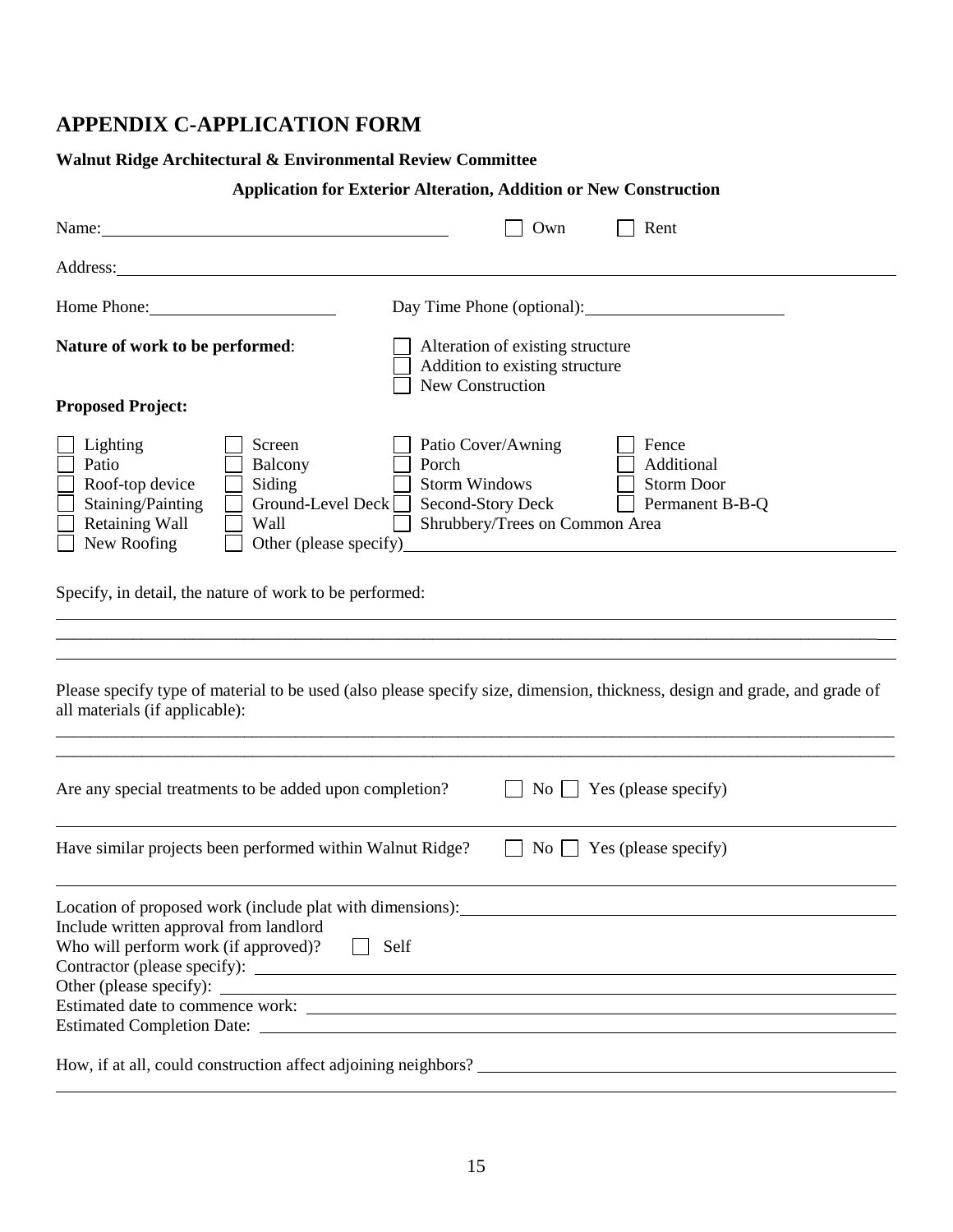# APPENDIX C-APPLICATION FORM

**Walnut Ridge Architectural & Environmental Review Committee**

**Application for Exterior Alteration, Addition or New Construction**

Name: ____________________________ ☐ Own ☐ Rent

Address: ____________________________________________

Home Phone: ____________________ Day Time Phone (optional): ____________________

**Nature of work to be performed**:
- ☐ Alteration of existing structure
- ☐ Addition to existing structure
- ☐ New Construction

**Proposed Project:**

| | | | |
|---|---|---|---|
| ☐ Lighting | ☐ Screen | ☐ Patio Cover/Awning | ☐ Fence |
| ☐ Patio | ☐ Balcony | ☐ Porch | ☐ Additional |
| ☐ Roof-top device | ☐ Siding | ☐ Storm Windows | ☐ Storm Door |
| ☐ Staining/Painting | ☐ Ground-Level Deck | ☐ Second-Story Deck | ☐ Permanent B-B-Q |
| ☐ Retaining Wall | ☐ Wall | ☐ Shrubbery/Trees on Common Area | |
| ☐ New Roofing | ☐ Other (please specify) ____________ | | |

Specify, in detail, the nature of work to be performed:

____________________________________________

____________________________________________

____________________________________________

Please specify type of material to be used (also please specify size, dimension, thickness, design and grade, and grade of all materials (if applicable):

____________________________________________

____________________________________________

Are any special treatments to be added upon completion? ☐ No ☐ Yes (please specify)

____________________________________________

Have similar projects been performed within Walnut Ridge? ☐ No ☐ Yes (please specify)

____________________________________________

Location of proposed work (include plat with dimensions): ____________________

Include written approval from landlord

Who will perform work (if approved)? ☐ Self

Contractor (please specify): ____________________

Other (please specify): ____________________

Estimated date to commence work: ____________________

Estimated Completion Date: ____________________

How, if at all, could construction affect adjoining neighbors? ____________________

____________________________________________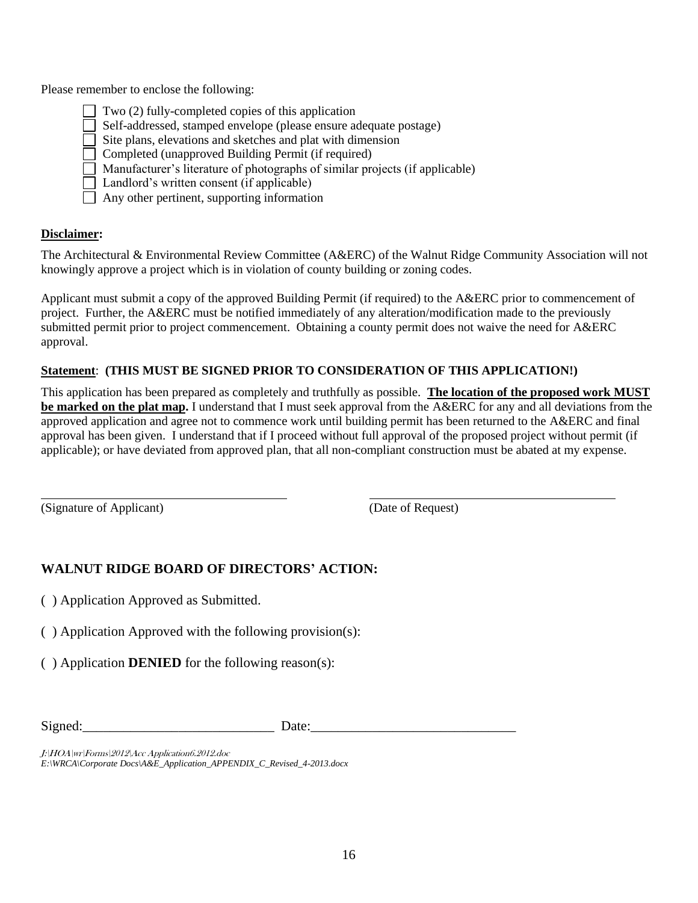Please remember to enclose the following:

- [ ] Two (2) fully-completed copies of this application
- [ ] Self-addressed, stamped envelope (please ensure adequate postage)
- [ ] Site plans, elevations and sketches and plat with dimension
- [ ] Completed (unapproved Building Permit (if required)
- [ ] Manufacturer's literature of photographs of similar projects (if applicable)
- [ ] Landlord's written consent (if applicable)
- [ ] Any other pertinent, supporting information

**Disclaimer:**

The Architectural & Environmental Review Committee (A&ERC) of the Walnut Ridge Community Association will not knowingly approve a project which is in violation of county building or zoning codes.

Applicant must submit a copy of the approved Building Permit (if required) to the A&ERC prior to commencement of project. Further, the A&ERC must be notified immediately of any alteration/modification made to the previously submitted permit prior to project commencement. Obtaining a county permit does not waive the need for A&ERC approval.

**Statement**: **(THIS MUST BE SIGNED PRIOR TO CONSIDERATION OF THIS APPLICATION!)**

This application has been prepared as completely and truthfully as possible. **The location of the proposed work MUST be marked on the plat map.** I understand that I must seek approval from the A&ERC for any and all deviations from the approved application and agree not to commence work until building permit has been returned to the A&ERC and final approval has been given. I understand that if I proceed without full approval of the proposed project without permit (if applicable); or have deviated from approved plan, that all non-compliant construction must be abated at my expense.

_______________________________________ _______________________________________

(Signature of Applicant) (Date of Request)

## WALNUT RIDGE BOARD OF DIRECTORS' ACTION:

( ) Application Approved as Submitted.

( ) Application Approved with the following provision(s):

( ) Application **DENIED** for the following reason(s):

Signed:____________________________ Date:______________________________

*J:\HOA\wr\Forms\2012\Acc Application6.2012.doc*
*E:\WRCA\Corporate Docs\A&E_Application_APPENDIX_C_Revised_4-2013.docx*